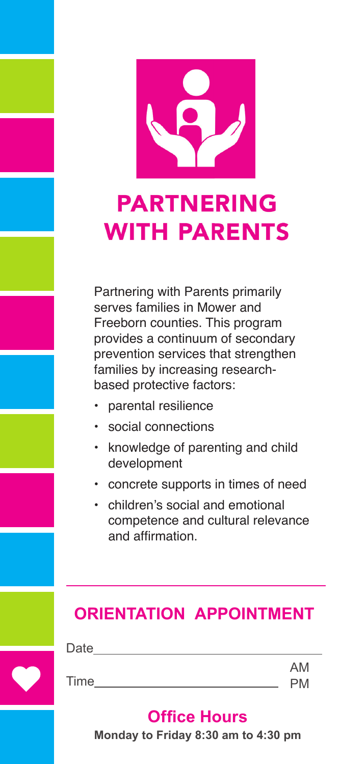# PARTNERING WITH PARENTS

Partnering with Parents primarily serves families in Mower and Freeborn counties. This program provides a continuum of secondary prevention services that strengthen families by increasing research-based protective factors:

- parental resilience
- social connections
- knowledge of parenting and child development
- concrete supports in times of need
- children's social and emotional competence and cultural relevance and affirmation.

## ORIENTATION APPOINTMENT

Date\_\_\_\_\_\_\_\_\_\_\_\_\_\_\_\_\_\_\_\_\_\_\_\_\_\_\_\_\_\_

Time\_\_\_\_\_\_\_\_\_\_\_\_\_\_\_\_\_\_\_\_\_\_\_\_ AM PM

## Office Hours

**Monday to Friday 8:30 am to 4:30 pm**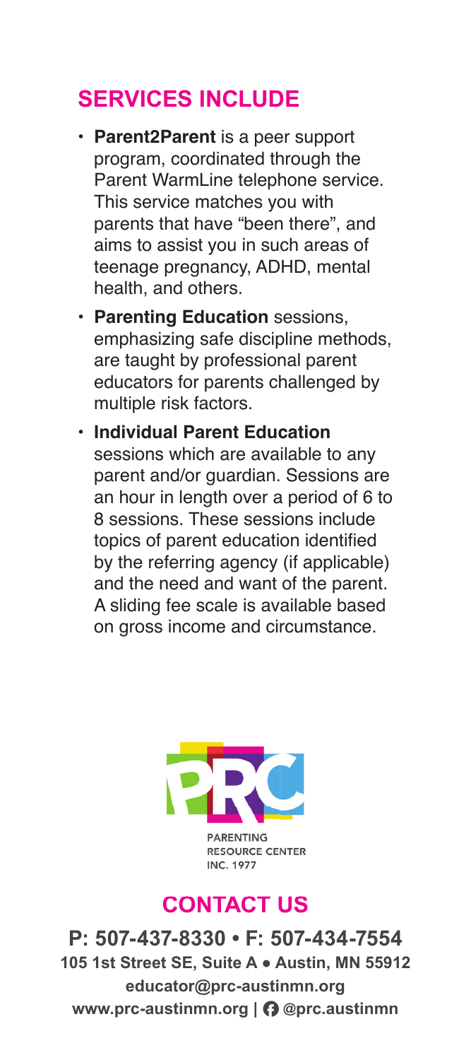## SERVICES INCLUDE

- **Parent2Parent** is a peer support program, coordinated through the Parent WarmLine telephone service. This service matches you with parents that have "been there", and aims to assist you in such areas of teenage pregnancy, ADHD, mental health, and others.
- **Parenting Education** sessions, emphasizing safe discipline methods, are taught by professional parent educators for parents challenged by multiple risk factors.
- **Individual Parent Education** sessions which are available to any parent and/or guardian. Sessions are an hour in length over a period of 6 to 8 sessions. These sessions include topics of parent education identified by the referring agency (if applicable) and the need and want of the parent. A sliding fee scale is available based on gross income and circumstance.

PRC

PARENTING RESOURCE CENTER INC. 1977

## CONTACT US

**P: 507-437-8330 • F: 507-434-7554**

**105 1st Street SE, Suite A • Austin, MN 55912**

**educator@prc-austinmn.org**

**www.prc-austinmn.org | @prc.austinmn**